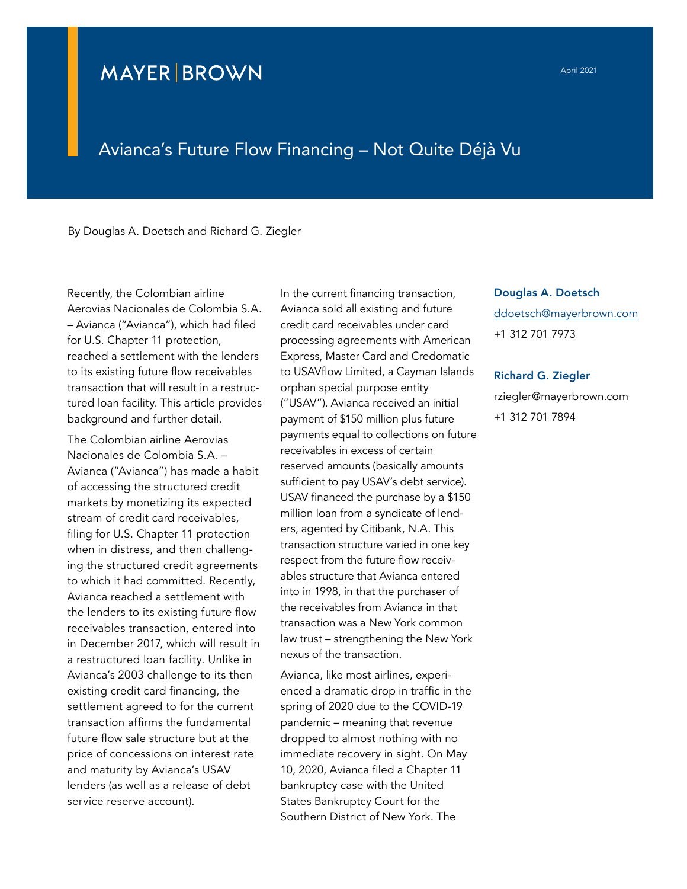MAYER | BROWN

April 2021

# Avianca's Future Flow Financing – Not Quite Déjà Vu

By Douglas A. Doetsch and Richard G. Ziegler

Recently, the Colombian airline Aerovias Nacionales de Colombia S.A. – Avianca ("Avianca"), which had filed for U.S. Chapter 11 protection, reached a settlement with the lenders to its existing future flow receivables transaction that will result in a restructured loan facility. This article provides background and further detail.

The Colombian airline Aerovias Nacionales de Colombia S.A. – Avianca ("Avianca") has made a habit of accessing the structured credit markets by monetizing its expected stream of credit card receivables, filing for U.S. Chapter 11 protection when in distress, and then challenging the structured credit agreements to which it had committed. Recently, Avianca reached a settlement with the lenders to its existing future flow receivables transaction, entered into in December 2017, which will result in a restructured loan facility. Unlike in Avianca's 2003 challenge to its then existing credit card financing, the settlement agreed to for the current transaction affirms the fundamental future flow sale structure but at the price of concessions on interest rate and maturity by Avianca's USAV lenders (as well as a release of debt service reserve account).

In the current financing transaction, Avianca sold all existing and future credit card receivables under card processing agreements with American Express, Master Card and Credomatic to USAVflow Limited, a Cayman Islands orphan special purpose entity ("USAV"). Avianca received an initial payment of $150 million plus future payments equal to collections on future receivables in excess of certain reserved amounts (basically amounts sufficient to pay USAV's debt service). USAV financed the purchase by a $150 million loan from a syndicate of lenders, agented by Citibank, N.A. This transaction structure varied in one key respect from the future flow receivables structure that Avianca entered into in 1998, in that the purchaser of the receivables from Avianca in that transaction was a New York common law trust – strengthening the New York nexus of the transaction.

Avianca, like most airlines, experienced a dramatic drop in traffic in the spring of 2020 due to the COVID-19 pandemic – meaning that revenue dropped to almost nothing with no immediate recovery in sight. On May 10, 2020, Avianca filed a Chapter 11 bankruptcy case with the United States Bankruptcy Court for the Southern District of New York. The

**Douglas A. Doetsch**
ddoetsch@mayerbrown.com
+1 312 701 7973

**Richard G. Ziegler**
rziegler@mayerbrown.com
+1 312 701 7894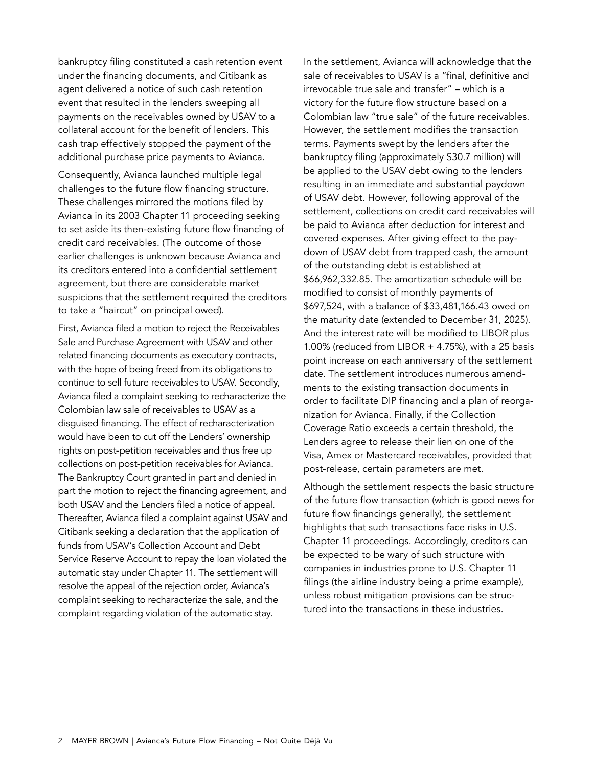bankruptcy filing constituted a cash retention event under the financing documents, and Citibank as agent delivered a notice of such cash retention event that resulted in the lenders sweeping all payments on the receivables owned by USAV to a collateral account for the benefit of lenders. This cash trap effectively stopped the payment of the additional purchase price payments to Avianca.

Consequently, Avianca launched multiple legal challenges to the future flow financing structure. These challenges mirrored the motions filed by Avianca in its 2003 Chapter 11 proceeding seeking to set aside its then-existing future flow financing of credit card receivables. (The outcome of those earlier challenges is unknown because Avianca and its creditors entered into a confidential settlement agreement, but there are considerable market suspicions that the settlement required the creditors to take a "haircut" on principal owed).

First, Avianca filed a motion to reject the Receivables Sale and Purchase Agreement with USAV and other related financing documents as executory contracts, with the hope of being freed from its obligations to continue to sell future receivables to USAV. Secondly, Avianca filed a complaint seeking to recharacterize the Colombian law sale of receivables to USAV as a disguised financing. The effect of recharacterization would have been to cut off the Lenders' ownership rights on post-petition receivables and thus free up collections on post-petition receivables for Avianca. The Bankruptcy Court granted in part and denied in part the motion to reject the financing agreement, and both USAV and the Lenders filed a notice of appeal. Thereafter, Avianca filed a complaint against USAV and Citibank seeking a declaration that the application of funds from USAV's Collection Account and Debt Service Reserve Account to repay the loan violated the automatic stay under Chapter 11. The settlement will resolve the appeal of the rejection order, Avianca's complaint seeking to recharacterize the sale, and the complaint regarding violation of the automatic stay.

In the settlement, Avianca will acknowledge that the sale of receivables to USAV is a "final, definitive and irrevocable true sale and transfer" – which is a victory for the future flow structure based on a Colombian law "true sale" of the future receivables. However, the settlement modifies the transaction terms. Payments swept by the lenders after the bankruptcy filing (approximately $30.7 million) will be applied to the USAV debt owing to the lenders resulting in an immediate and substantial paydown of USAV debt. However, following approval of the settlement, collections on credit card receivables will be paid to Avianca after deduction for interest and covered expenses. After giving effect to the paydown of USAV debt from trapped cash, the amount of the outstanding debt is established at $66,962,332.85. The amortization schedule will be modified to consist of monthly payments of $697,524, with a balance of $33,481,166.43 owed on the maturity date (extended to December 31, 2025). And the interest rate will be modified to LIBOR plus 1.00% (reduced from LIBOR + 4.75%), with a 25 basis point increase on each anniversary of the settlement date. The settlement introduces numerous amendments to the existing transaction documents in order to facilitate DIP financing and a plan of reorganization for Avianca. Finally, if the Collection Coverage Ratio exceeds a certain threshold, the Lenders agree to release their lien on one of the Visa, Amex or Mastercard receivables, provided that post-release, certain parameters are met.

Although the settlement respects the basic structure of the future flow transaction (which is good news for future flow financings generally), the settlement highlights that such transactions face risks in U.S. Chapter 11 proceedings. Accordingly, creditors can be expected to be wary of such structure with companies in industries prone to U.S. Chapter 11 filings (the airline industry being a prime example), unless robust mitigation provisions can be structured into the transactions in these industries.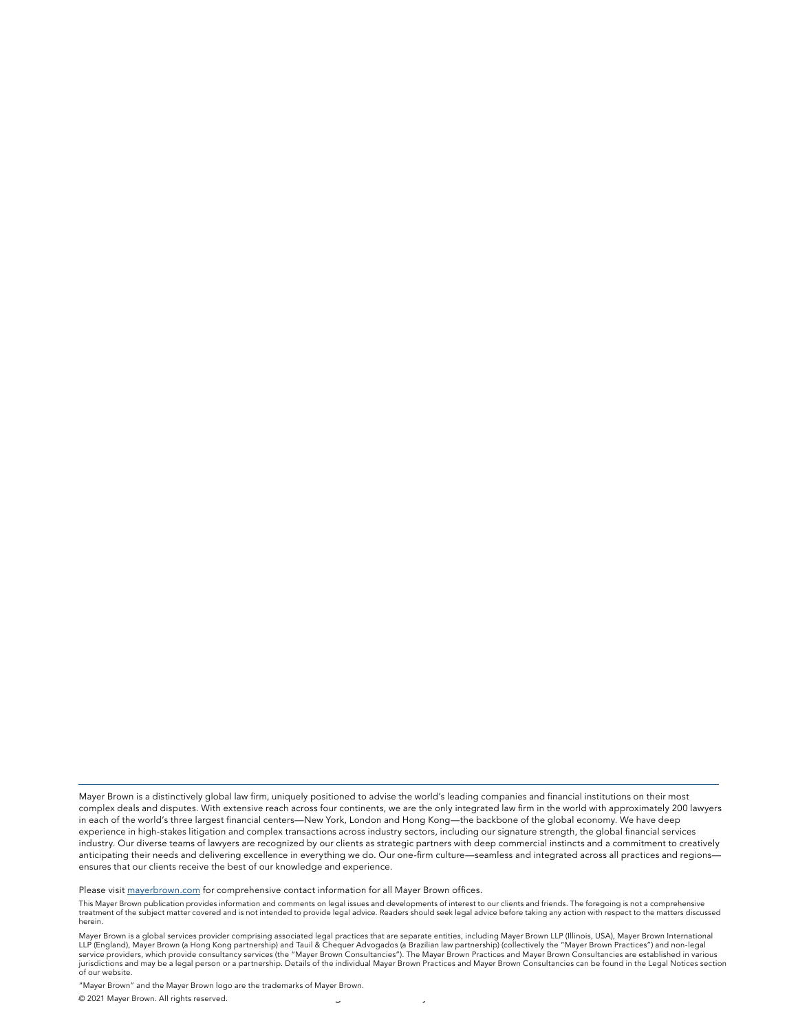Mayer Brown is a distinctively global law firm, uniquely positioned to advise the world's leading companies and financial institutions on their most complex deals and disputes. With extensive reach across four continents, we are the only integrated law firm in the world with approximately 200 lawyers in each of the world's three largest financial centers—New York, London and Hong Kong—the backbone of the global economy. We have deep experience in high-stakes litigation and complex transactions across industry sectors, including our signature strength, the global financial services industry. Our diverse teams of lawyers are recognized by our clients as strategic partners with deep commercial instincts and a commitment to creatively anticipating their needs and delivering excellence in everything we do. Our one-firm culture—seamless and integrated across all practices and regions—ensures that our clients receive the best of our knowledge and experience.

Please visit mayerbrown.com for comprehensive contact information for all Mayer Brown offices.

This Mayer Brown publication provides information and comments on legal issues and developments of interest to our clients and friends. The foregoing is not a comprehensive treatment of the subject matter covered and is not intended to provide legal advice. Readers should seek legal advice before taking any action with respect to the matters discussed herein.

Mayer Brown is a global services provider comprising associated legal practices that are separate entities, including Mayer Brown LLP (Illinois, USA), Mayer Brown International LLP (England), Mayer Brown (a Hong Kong partnership) and Tauil & Chequer Advogados (a Brazilian law partnership) (collectively the "Mayer Brown Practices") and non-legal service providers, which provide consultancy services (the "Mayer Brown Consultancies"). The Mayer Brown Practices and Mayer Brown Consultancies are established in various jurisdictions and may be a legal person or a partnership. Details of the individual Mayer Brown Practices and Mayer Brown Consultancies can be found in the Legal Notices section of our website.

"Mayer Brown" and the Mayer Brown logo are the trademarks of Mayer Brown.

© 2021 Mayer Brown. All rights reserved.